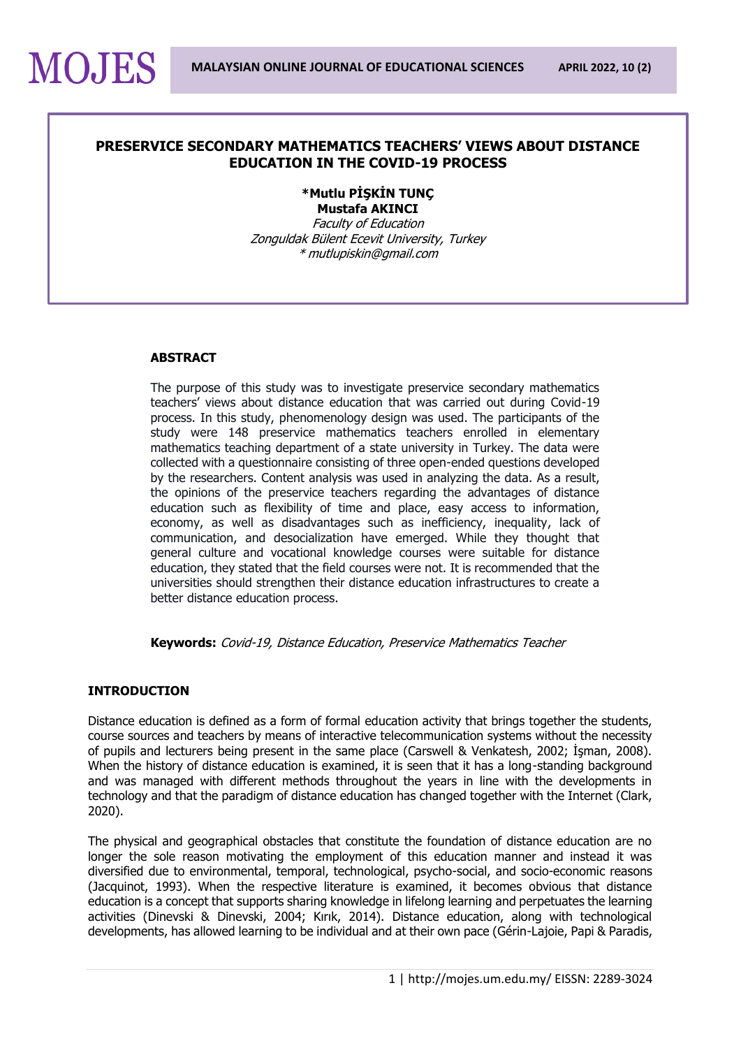# PRESERVICE SECONDARY MATHEMATICS TEACHERS' VIEWS ABOUT DISTANCE EDUCATION IN THE COVID-19 PROCESS

**\*Mutlu PİŞKİN TUNÇ**
**Mustafa AKINCI**
*Faculty of Education*
*Zonguldak Bülent Ecevit University, Turkey*
*\* mutlupiskin@gmail.com*

## ABSTRACT

The purpose of this study was to investigate preservice secondary mathematics teachers' views about distance education that was carried out during Covid-19 process. In this study, phenomenology design was used. The participants of the study were 148 preservice mathematics teachers enrolled in elementary mathematics teaching department of a state university in Turkey. The data were collected with a questionnaire consisting of three open-ended questions developed by the researchers. Content analysis was used in analyzing the data. As a result, the opinions of the preservice teachers regarding the advantages of distance education such as flexibility of time and place, easy access to information, economy, as well as disadvantages such as inefficiency, inequality, lack of communication, and desocialization have emerged. While they thought that general culture and vocational knowledge courses were suitable for distance education, they stated that the field courses were not. It is recommended that the universities should strengthen their distance education infrastructures to create a better distance education process.

**Keywords:** *Covid-19, Distance Education, Preservice Mathematics Teacher*

## INTRODUCTION

Distance education is defined as a form of formal education activity that brings together the students, course sources and teachers by means of interactive telecommunication systems without the necessity of pupils and lecturers being present in the same place (Carswell & Venkatesh, 2002; İşman, 2008). When the history of distance education is examined, it is seen that it has a long-standing background and was managed with different methods throughout the years in line with the developments in technology and that the paradigm of distance education has changed together with the Internet (Clark, 2020).

The physical and geographical obstacles that constitute the foundation of distance education are no longer the sole reason motivating the employment of this education manner and instead it was diversified due to environmental, temporal, technological, psycho-social, and socio-economic reasons (Jacquinot, 1993). When the respective literature is examined, it becomes obvious that distance education is a concept that supports sharing knowledge in lifelong learning and perpetuates the learning activities (Dinevski & Dinevski, 2004; Kırık, 2014). Distance education, along with technological developments, has allowed learning to be individual and at their own pace (Gérin-Lajoie, Papi & Paradis,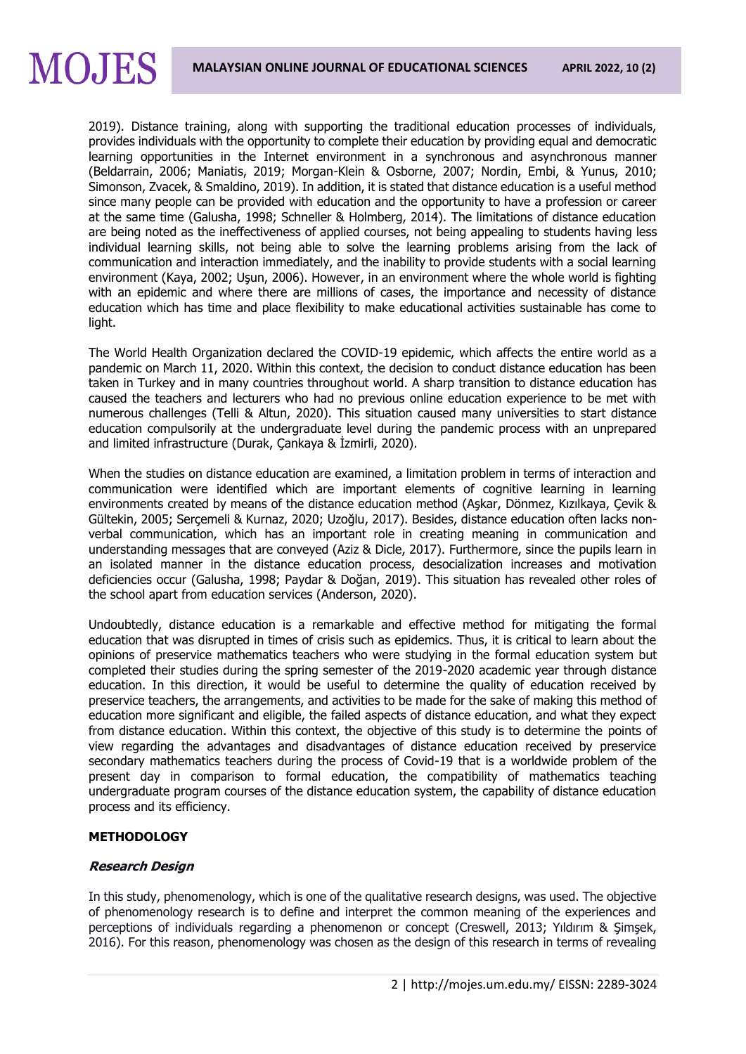2019). Distance training, along with supporting the traditional education processes of individuals, provides individuals with the opportunity to complete their education by providing equal and democratic learning opportunities in the Internet environment in a synchronous and asynchronous manner (Beldarrain, 2006; Maniatis, 2019; Morgan-Klein & Osborne, 2007; Nordin, Embi, & Yunus, 2010; Simonson, Zvacek, & Smaldino, 2019). In addition, it is stated that distance education is a useful method since many people can be provided with education and the opportunity to have a profession or career at the same time (Galusha, 1998; Schneller & Holmberg, 2014). The limitations of distance education are being noted as the ineffectiveness of applied courses, not being appealing to students having less individual learning skills, not being able to solve the learning problems arising from the lack of communication and interaction immediately, and the inability to provide students with a social learning environment (Kaya, 2002; Uşun, 2006). However, in an environment where the whole world is fighting with an epidemic and where there are millions of cases, the importance and necessity of distance education which has time and place flexibility to make educational activities sustainable has come to light.

The World Health Organization declared the COVID-19 epidemic, which affects the entire world as a pandemic on March 11, 2020. Within this context, the decision to conduct distance education has been taken in Turkey and in many countries throughout world. A sharp transition to distance education has caused the teachers and lecturers who had no previous online education experience to be met with numerous challenges (Telli & Altun, 2020). This situation caused many universities to start distance education compulsorily at the undergraduate level during the pandemic process with an unprepared and limited infrastructure (Durak, Çankaya & İzmirli, 2020).

When the studies on distance education are examined, a limitation problem in terms of interaction and communication were identified which are important elements of cognitive learning in learning environments created by means of the distance education method (Aşkar, Dönmez, Kızılkaya, Çevik & Gültekin, 2005; Serçemeli & Kurnaz, 2020; Uzoğlu, 2017). Besides, distance education often lacks non-verbal communication, which has an important role in creating meaning in communication and understanding messages that are conveyed (Aziz & Dicle, 2017). Furthermore, since the pupils learn in an isolated manner in the distance education process, desocialization increases and motivation deficiencies occur (Galusha, 1998; Paydar & Doğan, 2019). This situation has revealed other roles of the school apart from education services (Anderson, 2020).

Undoubtedly, distance education is a remarkable and effective method for mitigating the formal education that was disrupted in times of crisis such as epidemics. Thus, it is critical to learn about the opinions of preservice mathematics teachers who were studying in the formal education system but completed their studies during the spring semester of the 2019-2020 academic year through distance education. In this direction, it would be useful to determine the quality of education received by preservice teachers, the arrangements, and activities to be made for the sake of making this method of education more significant and eligible, the failed aspects of distance education, and what they expect from distance education. Within this context, the objective of this study is to determine the points of view regarding the advantages and disadvantages of distance education received by preservice secondary mathematics teachers during the process of Covid-19 that is a worldwide problem of the present day in comparison to formal education, the compatibility of mathematics teaching undergraduate program courses of the distance education system, the capability of distance education process and its efficiency.

## METHODOLOGY

### *Research Design*

In this study, phenomenology, which is one of the qualitative research designs, was used. The objective of phenomenology research is to define and interpret the common meaning of the experiences and perceptions of individuals regarding a phenomenon or concept (Creswell, 2013; Yıldırım & Şimşek, 2016). For this reason, phenomenology was chosen as the design of this research in terms of revealing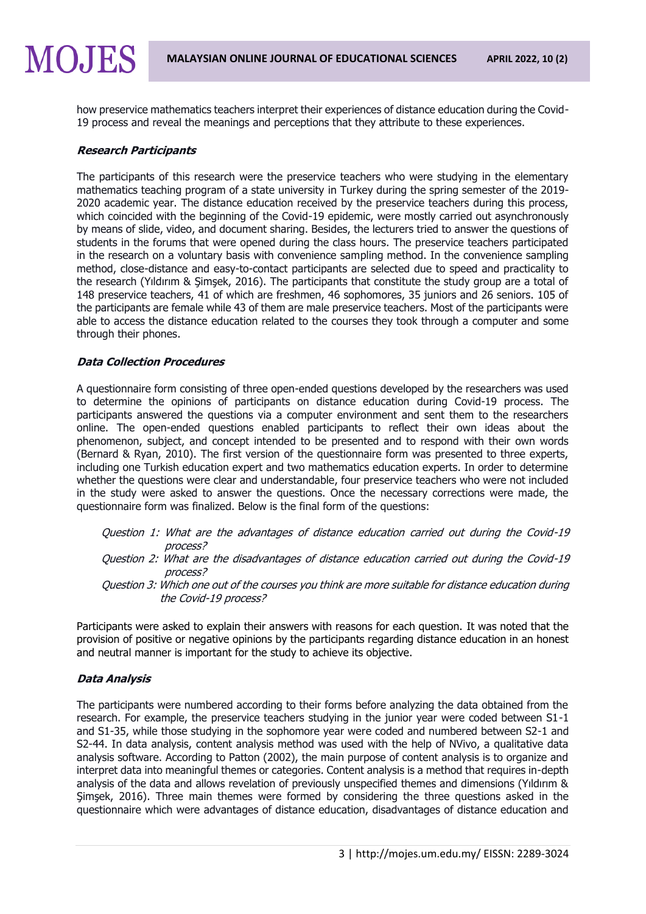how preservice mathematics teachers interpret their experiences of distance education during the Covid-19 process and reveal the meanings and perceptions that they attribute to these experiences.

### *Research Participants*

The participants of this research were the preservice teachers who were studying in the elementary mathematics teaching program of a state university in Turkey during the spring semester of the 2019-2020 academic year. The distance education received by the preservice teachers during this process, which coincided with the beginning of the Covid-19 epidemic, were mostly carried out asynchronously by means of slide, video, and document sharing. Besides, the lecturers tried to answer the questions of students in the forums that were opened during the class hours. The preservice teachers participated in the research on a voluntary basis with convenience sampling method. In the convenience sampling method, close-distance and easy-to-contact participants are selected due to speed and practicality to the research (Yıldırım & Şimşek, 2016). The participants that constitute the study group are a total of 148 preservice teachers, 41 of which are freshmen, 46 sophomores, 35 juniors and 26 seniors. 105 of the participants are female while 43 of them are male preservice teachers. Most of the participants were able to access the distance education related to the courses they took through a computer and some through their phones.

### *Data Collection Procedures*

A questionnaire form consisting of three open-ended questions developed by the researchers was used to determine the opinions of participants on distance education during Covid-19 process. The participants answered the questions via a computer environment and sent them to the researchers online. The open-ended questions enabled participants to reflect their own ideas about the phenomenon, subject, and concept intended to be presented and to respond with their own words (Bernard & Ryan, 2010). The first version of the questionnaire form was presented to three experts, including one Turkish education expert and two mathematics education experts. In order to determine whether the questions were clear and understandable, four preservice teachers who were not included in the study were asked to answer the questions. Once the necessary corrections were made, the questionnaire form was finalized. Below is the final form of the questions:

*Question 1: What are the advantages of distance education carried out during the Covid-19 process?*
*Question 2: What are the disadvantages of distance education carried out during the Covid-19 process?*
*Question 3: Which one out of the courses you think are more suitable for distance education during the Covid-19 process?*

Participants were asked to explain their answers with reasons for each question. It was noted that the provision of positive or negative opinions by the participants regarding distance education in an honest and neutral manner is important for the study to achieve its objective.

### *Data Analysis*

The participants were numbered according to their forms before analyzing the data obtained from the research. For example, the preservice teachers studying in the junior year were coded between S1-1 and S1-35, while those studying in the sophomore year were coded and numbered between S2-1 and S2-44. In data analysis, content analysis method was used with the help of NVivo, a qualitative data analysis software. According to Patton (2002), the main purpose of content analysis is to organize and interpret data into meaningful themes or categories. Content analysis is a method that requires in-depth analysis of the data and allows revelation of previously unspecified themes and dimensions (Yıldırım & Şimşek, 2016). Three main themes were formed by considering the three questions asked in the questionnaire which were advantages of distance education, disadvantages of distance education and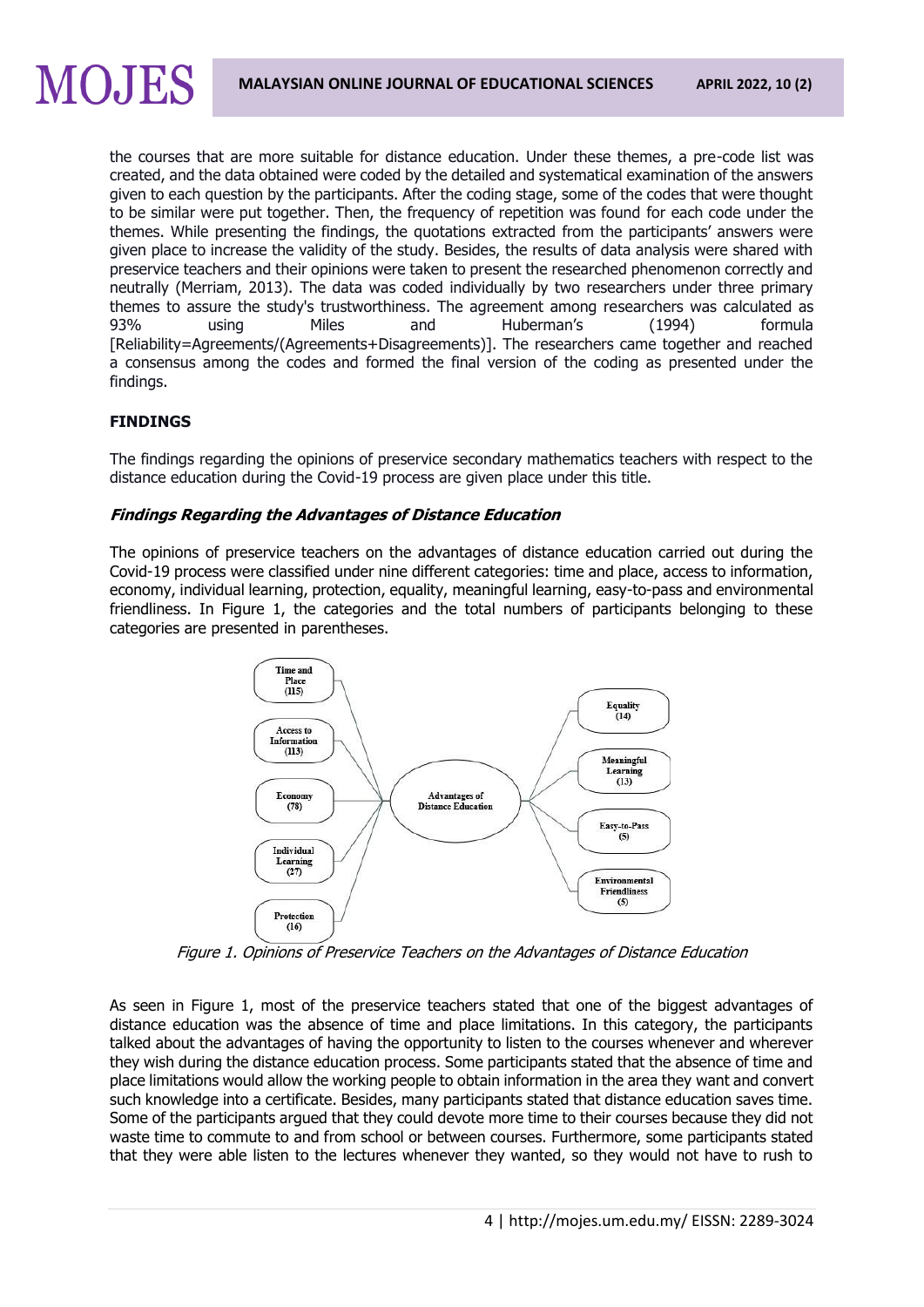the courses that are more suitable for distance education. Under these themes, a pre-code list was created, and the data obtained were coded by the detailed and systematical examination of the answers given to each question by the participants. After the coding stage, some of the codes that were thought to be similar were put together. Then, the frequency of repetition was found for each code under the themes. While presenting the findings, the quotations extracted from the participants' answers were given place to increase the validity of the study. Besides, the results of data analysis were shared with preservice teachers and their opinions were taken to present the researched phenomenon correctly and neutrally (Merriam, 2013). The data was coded individually by two researchers under three primary themes to assure the study's trustworthiness. The agreement among researchers was calculated as 93% using Miles and Huberman's (1994) formula [Reliability=Agreements/(Agreements+Disagreements)]. The researchers came together and reached a consensus among the codes and formed the final version of the coding as presented under the findings.

## FINDINGS

The findings regarding the opinions of preservice secondary mathematics teachers with respect to the distance education during the Covid-19 process are given place under this title.

### *Findings Regarding the Advantages of Distance Education*

The opinions of preservice teachers on the advantages of distance education carried out during the Covid-19 process were classified under nine different categories: time and place, access to information, economy, individual learning, protection, equality, meaningful learning, easy-to-pass and environmental friendliness. In Figure 1, the categories and the total numbers of participants belonging to these categories are presented in parentheses.

Advantages of Distance Education: Time and Place (115); Access to Information (113); Economy (78); Individual Learning (27); Protection (16); Equality (14); Meaningful Learning (13); Easy-to-Pass (5); Environmental Friendliness (5)

*Figure 1. Opinions of Preservice Teachers on the Advantages of Distance Education*

As seen in Figure 1, most of the preservice teachers stated that one of the biggest advantages of distance education was the absence of time and place limitations. In this category, the participants talked about the advantages of having the opportunity to listen to the courses whenever and wherever they wish during the distance education process. Some participants stated that the absence of time and place limitations would allow the working people to obtain information in the area they want and convert such knowledge into a certificate. Besides, many participants stated that distance education saves time. Some of the participants argued that they could devote more time to their courses because they did not waste time to commute to and from school or between courses. Furthermore, some participants stated that they were able listen to the lectures whenever they wanted, so they would not have to rush to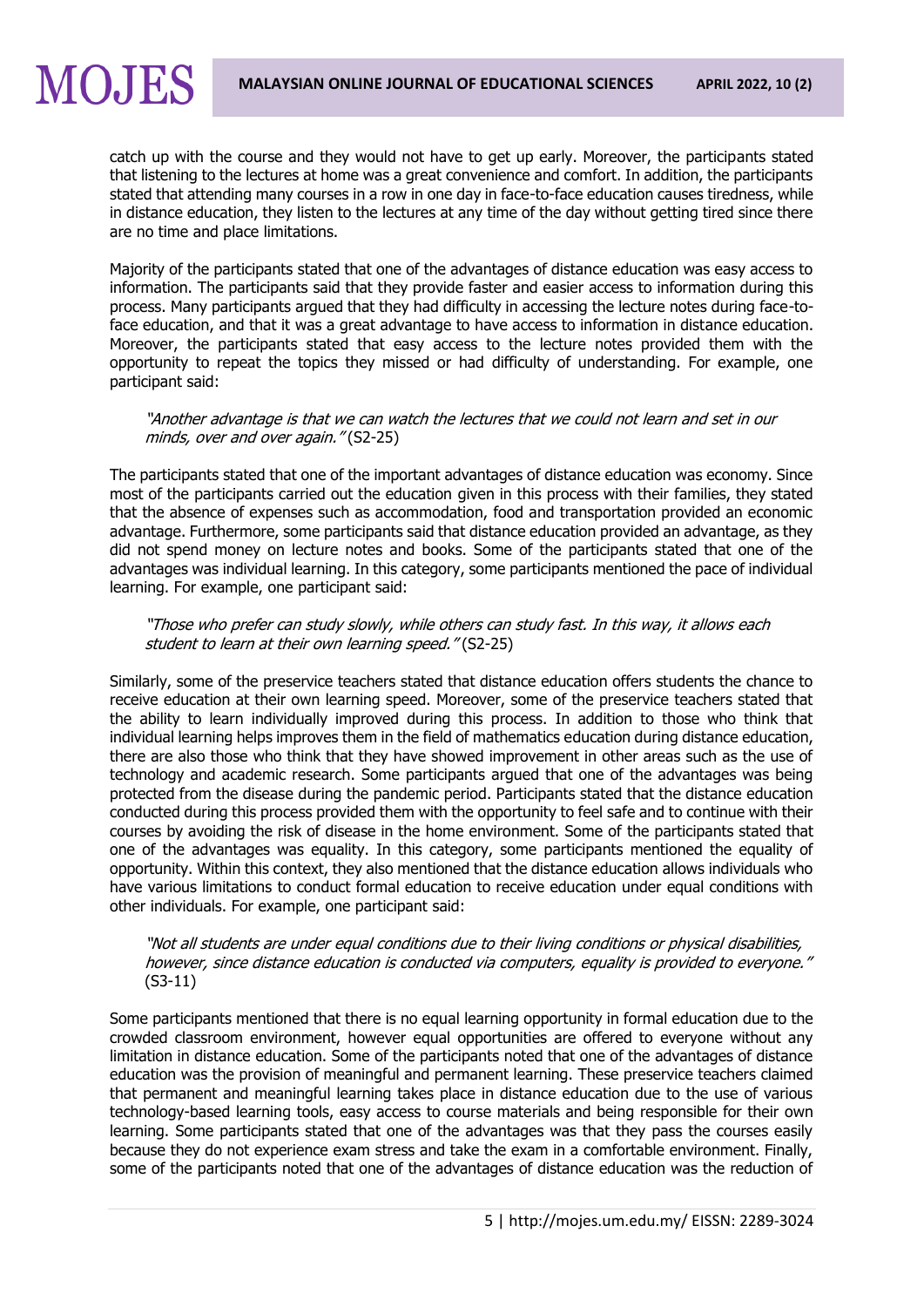catch up with the course and they would not have to get up early. Moreover, the participants stated that listening to the lectures at home was a great convenience and comfort. In addition, the participants stated that attending many courses in a row in one day in face-to-face education causes tiredness, while in distance education, they listen to the lectures at any time of the day without getting tired since there are no time and place limitations.

Majority of the participants stated that one of the advantages of distance education was easy access to information. The participants said that they provide faster and easier access to information during this process. Many participants argued that they had difficulty in accessing the lecture notes during face-to-face education, and that it was a great advantage to have access to information in distance education. Moreover, the participants stated that easy access to the lecture notes provided them with the opportunity to repeat the topics they missed or had difficulty of understanding. For example, one participant said:

> *"Another advantage is that we can watch the lectures that we could not learn and set in our minds, over and over again."* (S2-25)

The participants stated that one of the important advantages of distance education was economy. Since most of the participants carried out the education given in this process with their families, they stated that the absence of expenses such as accommodation, food and transportation provided an economic advantage. Furthermore, some participants said that distance education provided an advantage, as they did not spend money on lecture notes and books. Some of the participants stated that one of the advantages was individual learning. In this category, some participants mentioned the pace of individual learning. For example, one participant said:

> *"Those who prefer can study slowly, while others can study fast. In this way, it allows each student to learn at their own learning speed."* (S2-25)

Similarly, some of the preservice teachers stated that distance education offers students the chance to receive education at their own learning speed. Moreover, some of the preservice teachers stated that the ability to learn individually improved during this process. In addition to those who think that individual learning helps improves them in the field of mathematics education during distance education, there are also those who think that they have showed improvement in other areas such as the use of technology and academic research. Some participants argued that one of the advantages was being protected from the disease during the pandemic period. Participants stated that the distance education conducted during this process provided them with the opportunity to feel safe and to continue with their courses by avoiding the risk of disease in the home environment. Some of the participants stated that one of the advantages was equality. In this category, some participants mentioned the equality of opportunity. Within this context, they also mentioned that the distance education allows individuals who have various limitations to conduct formal education to receive education under equal conditions with other individuals. For example, one participant said:

> *"Not all students are under equal conditions due to their living conditions or physical disabilities, however, since distance education is conducted via computers, equality is provided to everyone."* (S3-11)

Some participants mentioned that there is no equal learning opportunity in formal education due to the crowded classroom environment, however equal opportunities are offered to everyone without any limitation in distance education. Some of the participants noted that one of the advantages of distance education was the provision of meaningful and permanent learning. These preservice teachers claimed that permanent and meaningful learning takes place in distance education due to the use of various technology-based learning tools, easy access to course materials and being responsible for their own learning. Some participants stated that one of the advantages was that they pass the courses easily because they do not experience exam stress and take the exam in a comfortable environment. Finally, some of the participants noted that one of the advantages of distance education was the reduction of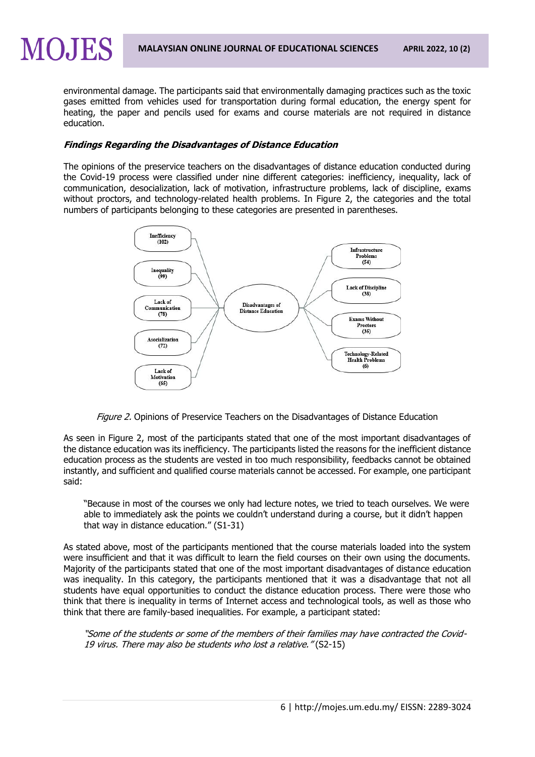environmental damage. The participants said that environmentally damaging practices such as the toxic gases emitted from vehicles used for transportation during formal education, the energy spent for heating, the paper and pencils used for exams and course materials are not required in distance education.

#### *Findings Regarding the Disadvantages of Distance Education*

The opinions of the preservice teachers on the disadvantages of distance education conducted during the Covid-19 process were classified under nine different categories: inefficiency, inequality, lack of communication, desocialization, lack of motivation, infrastructure problems, lack of discipline, exams without proctors, and technology-related health problems. In Figure 2, the categories and the total numbers of participants belonging to these categories are presented in parentheses.

*Figure 2.* Opinions of Preservice Teachers on the Disadvantages of Distance Education

As seen in Figure 2, most of the participants stated that one of the most important disadvantages of the distance education was its inefficiency. The participants listed the reasons for the inefficient distance education process as the students are vested in too much responsibility, feedbacks cannot be obtained instantly, and sufficient and qualified course materials cannot be accessed. For example, one participant said:

> "Because in most of the courses we only had lecture notes, we tried to teach ourselves. We were able to immediately ask the points we couldn't understand during a course, but it didn't happen that way in distance education." (S1-31)

As stated above, most of the participants mentioned that the course materials loaded into the system were insufficient and that it was difficult to learn the field courses on their own using the documents. Majority of the participants stated that one of the most important disadvantages of distance education was inequality. In this category, the participants mentioned that it was a disadvantage that not all students have equal opportunities to conduct the distance education process. There were those who think that there is inequality in terms of Internet access and technological tools, as well as those who think that there are family-based inequalities. For example, a participant stated:

> *"Some of the students or some of the members of their families may have contracted the Covid-19 virus. There may also be students who lost a relative."* (S2-15)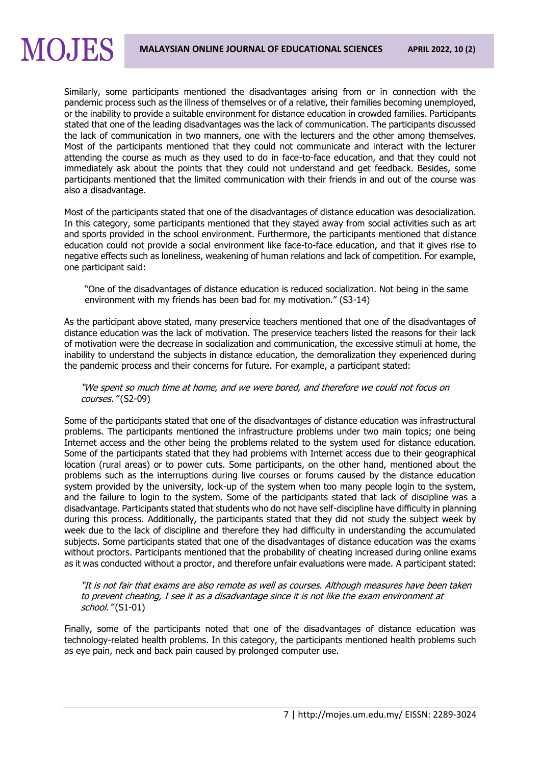Similarly, some participants mentioned the disadvantages arising from or in connection with the pandemic process such as the illness of themselves or of a relative, their families becoming unemployed, or the inability to provide a suitable environment for distance education in crowded families. Participants stated that one of the leading disadvantages was the lack of communication. The participants discussed the lack of communication in two manners, one with the lecturers and the other among themselves. Most of the participants mentioned that they could not communicate and interact with the lecturer attending the course as much as they used to do in face-to-face education, and that they could not immediately ask about the points that they could not understand and get feedback. Besides, some participants mentioned that the limited communication with their friends in and out of the course was also a disadvantage.

Most of the participants stated that one of the disadvantages of distance education was desocialization. In this category, some participants mentioned that they stayed away from social activities such as art and sports provided in the school environment. Furthermore, the participants mentioned that distance education could not provide a social environment like face-to-face education, and that it gives rise to negative effects such as loneliness, weakening of human relations and lack of competition. For example, one participant said:

> "One of the disadvantages of distance education is reduced socialization. Not being in the same environment with my friends has been bad for my motivation." (S3-14)

As the participant above stated, many preservice teachers mentioned that one of the disadvantages of distance education was the lack of motivation. The preservice teachers listed the reasons for their lack of motivation were the decrease in socialization and communication, the excessive stimuli at home, the inability to understand the subjects in distance education, the demoralization they experienced during the pandemic process and their concerns for future. For example, a participant stated:

> *"We spent so much time at home, and we were bored, and therefore we could not focus on courses."* (S2-09)

Some of the participants stated that one of the disadvantages of distance education was infrastructural problems. The participants mentioned the infrastructure problems under two main topics; one being Internet access and the other being the problems related to the system used for distance education. Some of the participants stated that they had problems with Internet access due to their geographical location (rural areas) or to power cuts. Some participants, on the other hand, mentioned about the problems such as the interruptions during live courses or forums caused by the distance education system provided by the university, lock-up of the system when too many people login to the system, and the failure to login to the system. Some of the participants stated that lack of discipline was a disadvantage. Participants stated that students who do not have self-discipline have difficulty in planning during this process. Additionally, the participants stated that they did not study the subject week by week due to the lack of discipline and therefore they had difficulty in understanding the accumulated subjects. Some participants stated that one of the disadvantages of distance education was the exams without proctors. Participants mentioned that the probability of cheating increased during online exams as it was conducted without a proctor, and therefore unfair evaluations were made. A participant stated:

> *"It is not fair that exams are also remote as well as courses. Although measures have been taken to prevent cheating, I see it as a disadvantage since it is not like the exam environment at school."* (S1-01)

Finally, some of the participants noted that one of the disadvantages of distance education was technology-related health problems. In this category, the participants mentioned health problems such as eye pain, neck and back pain caused by prolonged computer use.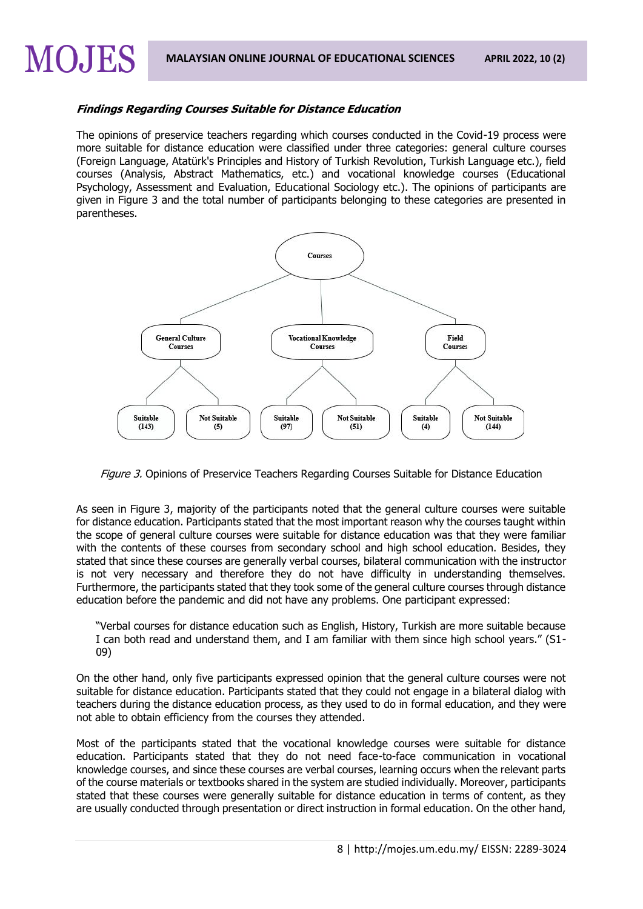***Findings Regarding Courses Suitable for Distance Education***

The opinions of preservice teachers regarding which courses conducted in the Covid-19 process were more suitable for distance education were classified under three categories: general culture courses (Foreign Language, Atatürk's Principles and History of Turkish Revolution, Turkish Language etc.), field courses (Analysis, Abstract Mathematics, etc.) and vocational knowledge courses (Educational Psychology, Assessment and Evaluation, Educational Sociology etc.). The opinions of participants are given in Figure 3 and the total number of participants belonging to these categories are presented in parentheses.

- Courses
  - General Culture Courses
    - Suitable (143)
    - Not Suitable (5)
  - Vocational Knowledge Courses
    - Suitable (97)
    - Not Suitable (51)
  - Field Courses
    - Suitable (4)
    - Not Suitable (144)

*Figure 3.* Opinions of Preservice Teachers Regarding Courses Suitable for Distance Education

As seen in Figure 3, majority of the participants noted that the general culture courses were suitable for distance education. Participants stated that the most important reason why the courses taught within the scope of general culture courses were suitable for distance education was that they were familiar with the contents of these courses from secondary school and high school education. Besides, they stated that since these courses are generally verbal courses, bilateral communication with the instructor is not very necessary and therefore they do not have difficulty in understanding themselves. Furthermore, the participants stated that they took some of the general culture courses through distance education before the pandemic and did not have any problems. One participant expressed:

> "Verbal courses for distance education such as English, History, Turkish are more suitable because I can both read and understand them, and I am familiar with them since high school years." (S1-09)

On the other hand, only five participants expressed opinion that the general culture courses were not suitable for distance education. Participants stated that they could not engage in a bilateral dialog with teachers during the distance education process, as they used to do in formal education, and they were not able to obtain efficiency from the courses they attended.

Most of the participants stated that the vocational knowledge courses were suitable for distance education. Participants stated that they do not need face-to-face communication in vocational knowledge courses, and since these courses are verbal courses, learning occurs when the relevant parts of the course materials or textbooks shared in the system are studied individually. Moreover, participants stated that these courses were generally suitable for distance education in terms of content, as they are usually conducted through presentation or direct instruction in formal education. On the other hand,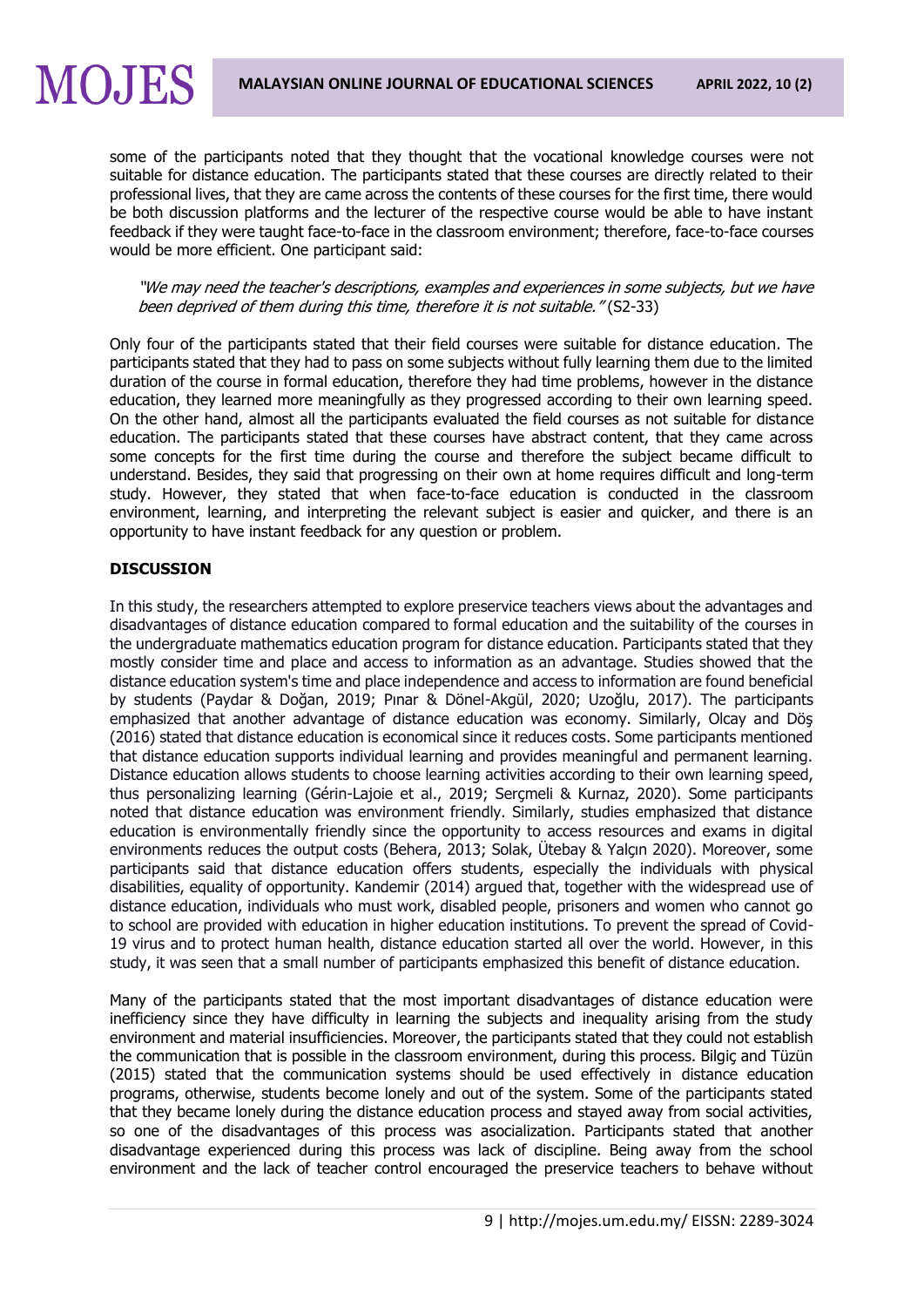some of the participants noted that they thought that the vocational knowledge courses were not suitable for distance education. The participants stated that these courses are directly related to their professional lives, that they are came across the contents of these courses for the first time, there would be both discussion platforms and the lecturer of the respective course would be able to have instant feedback if they were taught face-to-face in the classroom environment; therefore, face-to-face courses would be more efficient. One participant said:

> *"We may need the teacher's descriptions, examples and experiences in some subjects, but we have been deprived of them during this time, therefore it is not suitable."* (S2-33)

Only four of the participants stated that their field courses were suitable for distance education. The participants stated that they had to pass on some subjects without fully learning them due to the limited duration of the course in formal education, therefore they had time problems, however in the distance education, they learned more meaningfully as they progressed according to their own learning speed. On the other hand, almost all the participants evaluated the field courses as not suitable for distance education. The participants stated that these courses have abstract content, that they came across some concepts for the first time during the course and therefore the subject became difficult to understand. Besides, they said that progressing on their own at home requires difficult and long-term study. However, they stated that when face-to-face education is conducted in the classroom environment, learning, and interpreting the relevant subject is easier and quicker, and there is an opportunity to have instant feedback for any question or problem.

## DISCUSSION

In this study, the researchers attempted to explore preservice teachers views about the advantages and disadvantages of distance education compared to formal education and the suitability of the courses in the undergraduate mathematics education program for distance education. Participants stated that they mostly consider time and place and access to information as an advantage. Studies showed that the distance education system's time and place independence and access to information are found beneficial by students (Paydar & Doğan, 2019; Pınar & Dönel-Akgül, 2020; Uzoğlu, 2017). The participants emphasized that another advantage of distance education was economy. Similarly, Olcay and Döş (2016) stated that distance education is economical since it reduces costs. Some participants mentioned that distance education supports individual learning and provides meaningful and permanent learning. Distance education allows students to choose learning activities according to their own learning speed, thus personalizing learning (Gérin-Lajoie et al., 2019; Serçmeli & Kurnaz, 2020). Some participants noted that distance education was environment friendly. Similarly, studies emphasized that distance education is environmentally friendly since the opportunity to access resources and exams in digital environments reduces the output costs (Behera, 2013; Solak, Ütebay & Yalçın 2020). Moreover, some participants said that distance education offers students, especially the individuals with physical disabilities, equality of opportunity. Kandemir (2014) argued that, together with the widespread use of distance education, individuals who must work, disabled people, prisoners and women who cannot go to school are provided with education in higher education institutions. To prevent the spread of Covid-19 virus and to protect human health, distance education started all over the world. However, in this study, it was seen that a small number of participants emphasized this benefit of distance education.

Many of the participants stated that the most important disadvantages of distance education were inefficiency since they have difficulty in learning the subjects and inequality arising from the study environment and material insufficiencies. Moreover, the participants stated that they could not establish the communication that is possible in the classroom environment, during this process. Bilgiç and Tüzün (2015) stated that the communication systems should be used effectively in distance education programs, otherwise, students become lonely and out of the system. Some of the participants stated that they became lonely during the distance education process and stayed away from social activities, so one of the disadvantages of this process was asocialization. Participants stated that another disadvantage experienced during this process was lack of discipline. Being away from the school environment and the lack of teacher control encouraged the preservice teachers to behave without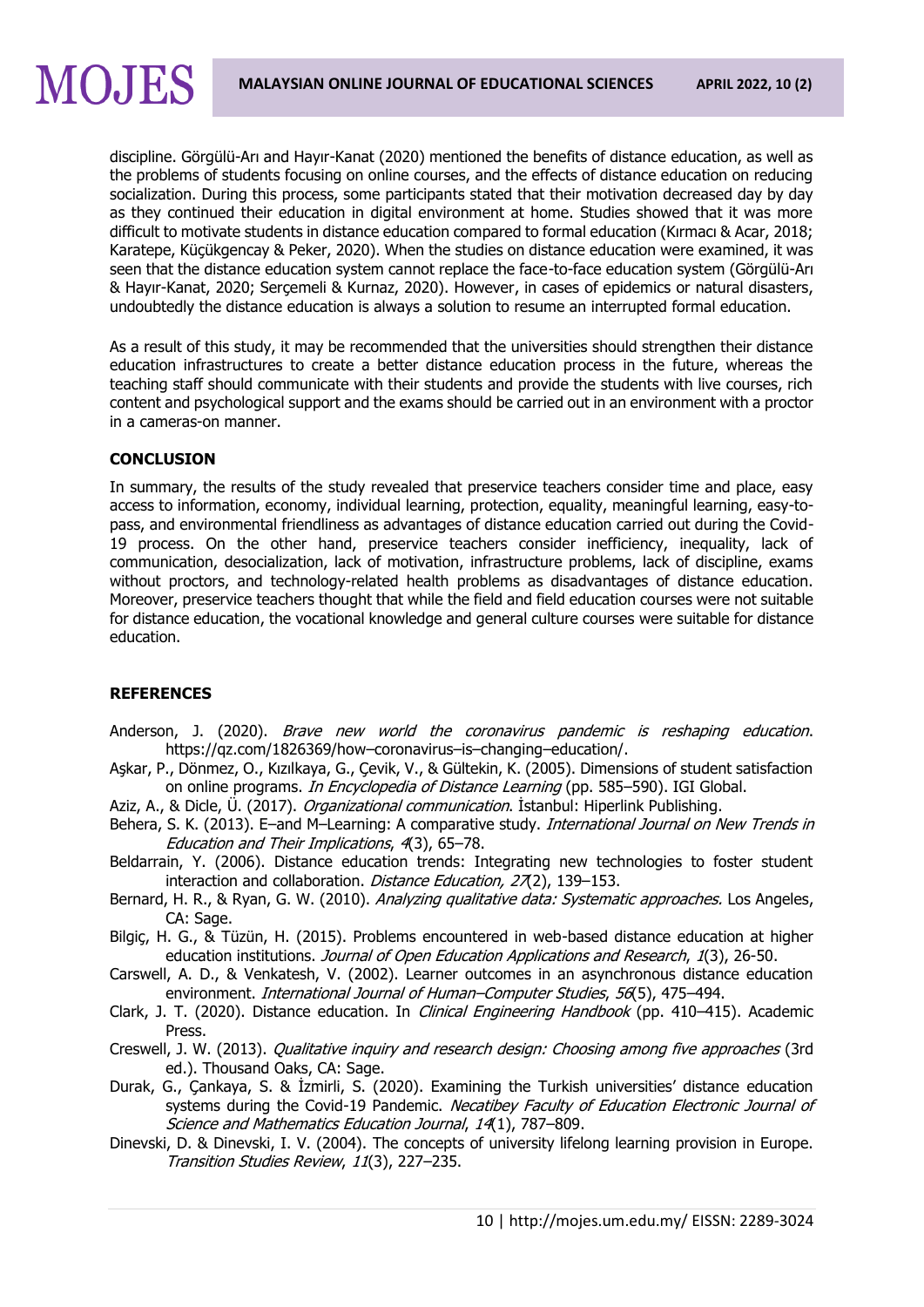discipline. Görgülü-Arı and Hayır-Kanat (2020) mentioned the benefits of distance education, as well as the problems of students focusing on online courses, and the effects of distance education on reducing socialization. During this process, some participants stated that their motivation decreased day by day as they continued their education in digital environment at home. Studies showed that it was more difficult to motivate students in distance education compared to formal education (Kırmacı & Acar, 2018; Karatepe, Küçükgencay & Peker, 2020). When the studies on distance education were examined, it was seen that the distance education system cannot replace the face-to-face education system (Görgülü-Arı & Hayır-Kanat, 2020; Serçemeli & Kurnaz, 2020). However, in cases of epidemics or natural disasters, undoubtedly the distance education is always a solution to resume an interrupted formal education.

As a result of this study, it may be recommended that the universities should strengthen their distance education infrastructures to create a better distance education process in the future, whereas the teaching staff should communicate with their students and provide the students with live courses, rich content and psychological support and the exams should be carried out in an environment with a proctor in a cameras-on manner.

## CONCLUSION

In summary, the results of the study revealed that preservice teachers consider time and place, easy access to information, economy, individual learning, protection, equality, meaningful learning, easy-to-pass, and environmental friendliness as advantages of distance education carried out during the Covid-19 process. On the other hand, preservice teachers consider inefficiency, inequality, lack of communication, desocialization, lack of motivation, infrastructure problems, lack of discipline, exams without proctors, and technology-related health problems as disadvantages of distance education. Moreover, preservice teachers thought that while the field and field education courses were not suitable for distance education, the vocational knowledge and general culture courses were suitable for distance education.

## REFERENCES

Anderson, J. (2020). *Brave new world the coronavirus pandemic is reshaping education*. https://qz.com/1826369/how–coronavirus–is–changing–education/.

Aşkar, P., Dönmez, O., Kızılkaya, G., Çevik, V., & Gültekin, K. (2005). Dimensions of student satisfaction on online programs. *In Encyclopedia of Distance Learning* (pp. 585–590). IGI Global.

Aziz, A., & Dicle, Ü. (2017). *Organizational communication*. İstanbul: Hiperlink Publishing.

Behera, S. K. (2013). E–and M–Learning: A comparative study. *International Journal on New Trends in Education and Their Implications*, *4*(3), 65–78.

Beldarrain, Y. (2006). Distance education trends: Integrating new technologies to foster student interaction and collaboration. *Distance Education, 27*(2), 139–153.

Bernard, H. R., & Ryan, G. W. (2010). *Analyzing qualitative data: Systematic approaches.* Los Angeles, CA: Sage.

Bilgiç, H. G., & Tüzün, H. (2015). Problems encountered in web-based distance education at higher education institutions. *Journal of Open Education Applications and Research*, *1*(3), 26-50.

Carswell, A. D., & Venkatesh, V. (2002). Learner outcomes in an asynchronous distance education environment. *International Journal of Human–Computer Studies*, *56*(5), 475–494.

Clark, J. T. (2020). Distance education. In *Clinical Engineering Handbook* (pp. 410–415). Academic Press.

Creswell, J. W. (2013). *Qualitative inquiry and research design: Choosing among five approaches* (3rd ed.). Thousand Oaks, CA: Sage.

Durak, G., Çankaya, S. & İzmirli, S. (2020). Examining the Turkish universities' distance education systems during the Covid-19 Pandemic. *Necatibey Faculty of Education Electronic Journal of Science and Mathematics Education Journal*, *14*(1), 787–809.

Dinevski, D. & Dinevski, I. V. (2004). The concepts of university lifelong learning provision in Europe. *Transition Studies Review*, *11*(3), 227–235.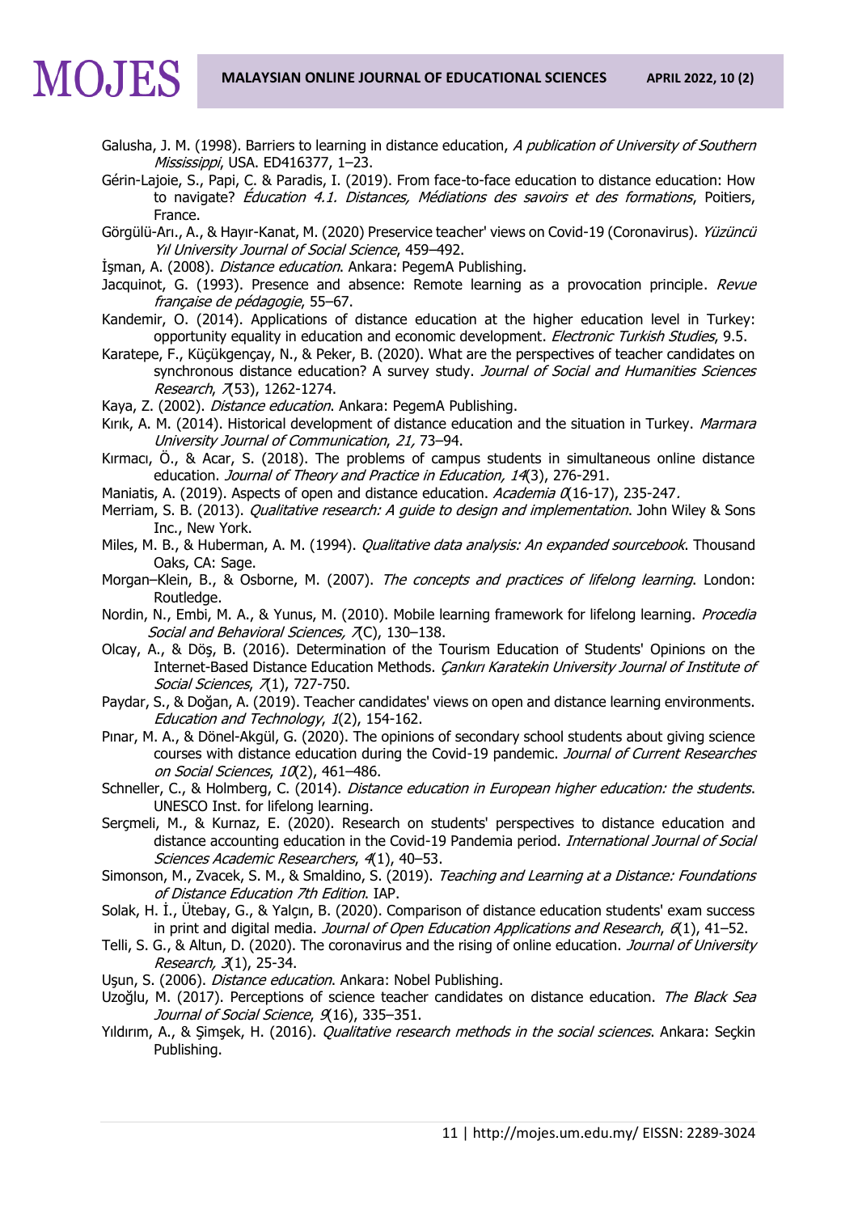Galusha, J. M. (1998). Barriers to learning in distance education, *A publication of University of Southern Mississippi*, USA. ED416377, 1–23.

Gérin-Lajoie, S., Papi, C. & Paradis, I. (2019). From face-to-face education to distance education: How to navigate? *Éducation 4.1. Distances, Médiations des savoirs et des formations*, Poitiers, France.

Görgülü-Arı., A., & Hayır-Kanat, M. (2020) Preservice teacher' views on Covid-19 (Coronavirus). *Yüzüncü Yıl University Journal of Social Science*, 459–492.

İşman, A. (2008). *Distance education*. Ankara: PegemA Publishing.

Jacquinot, G. (1993). Presence and absence: Remote learning as a provocation principle. *Revue française de pédagogie*, 55–67.

Kandemir, O. (2014). Applications of distance education at the higher education level in Turkey: opportunity equality in education and economic development. *Electronic Turkish Studies*, 9.5.

Karatepe, F., Küçükgençay, N., & Peker, B. (2020). What are the perspectives of teacher candidates on synchronous distance education? A survey study. *Journal of Social and Humanities Sciences Research*, *7*(53), 1262-1274.

Kaya, Z. (2002). *Distance education*. Ankara: PegemA Publishing.

Kırık, A. M. (2014). Historical development of distance education and the situation in Turkey. *Marmara University Journal of Communication*, *21,* 73–94.

Kırmacı, Ö., & Acar, S. (2018). The problems of campus students in simultaneous online distance education. *Journal of Theory and Practice in Education, 14*(3), 276-291.

Maniatis, A. (2019). Aspects of open and distance education. *Academia 0*(16-17), 235-247.

Merriam, S. B. (2013). *Qualitative research: A guide to design and implementation*. John Wiley & Sons Inc., New York.

Miles, M. B., & Huberman, A. M. (1994). *Qualitative data analysis: An expanded sourcebook*. Thousand Oaks, CA: Sage.

Morgan–Klein, B., & Osborne, M. (2007). *The concepts and practices of lifelong learning*. London: Routledge.

Nordin, N., Embi, M. A., & Yunus, M. (2010). Mobile learning framework for lifelong learning. *Procedia Social and Behavioral Sciences, 7*(C), 130–138.

Olcay, A., & Döş, B. (2016). Determination of the Tourism Education of Students' Opinions on the Internet-Based Distance Education Methods. *Çankırı Karatekin University Journal of Institute of Social Sciences*, *7*(1), 727-750.

Paydar, S., & Doğan, A. (2019). Teacher candidates' views on open and distance learning environments. *Education and Technology*, *1*(2), 154-162.

Pınar, M. A., & Dönel-Akgül, G. (2020). The opinions of secondary school students about giving science courses with distance education during the Covid-19 pandemic. *Journal of Current Researches on Social Sciences*, *10*(2), 461–486.

Schneller, C., & Holmberg, C. (2014). *Distance education in European higher education: the students*. UNESCO Inst. for lifelong learning.

Serçmeli, M., & Kurnaz, E. (2020). Research on students' perspectives to distance education and distance accounting education in the Covid-19 Pandemia period. *International Journal of Social Sciences Academic Researchers*, *4*(1), 40–53.

Simonson, M., Zvacek, S. M., & Smaldino, S. (2019). *Teaching and Learning at a Distance: Foundations of Distance Education 7th Edition*. IAP.

Solak, H. İ., Ütebay, G., & Yalçın, B. (2020). Comparison of distance education students' exam success in print and digital media. *Journal of Open Education Applications and Research*, *6*(1), 41–52.

Telli, S. G., & Altun, D. (2020). The coronavirus and the rising of online education. *Journal of University Research, 3*(1), 25-34.

Uşun, S. (2006). *Distance education*. Ankara: Nobel Publishing.

Uzoğlu, M. (2017). Perceptions of science teacher candidates on distance education. *The Black Sea Journal of Social Science*, *9*(16), 335–351.

Yıldırım, A., & Şimşek, H. (2016). *Qualitative research methods in the social sciences*. Ankara: Seçkin Publishing.